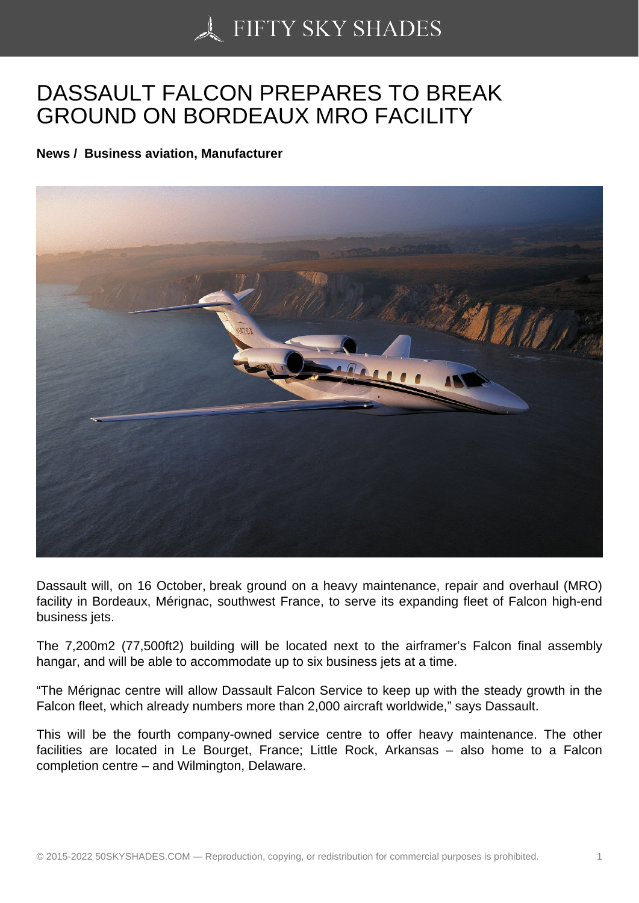# DASSAULT FALCON PREPARES TO BREAK GROUND ON BORDEAUX MRO FACILITY

**News / Business aviation, Manufacturer**

Dassault will, on 16 October, break ground on a heavy maintenance, repair and overhaul (MRO) facility in Bordeaux, Mérignac, southwest France, to serve its expanding fleet of Falcon high-end business jets.

The 7,200m2 (77,500ft2) building will be located next to the airframer's Falcon final assembly hangar, and will be able to accommodate up to six business jets at a time.

"The Mérignac centre will allow Dassault Falcon Service to keep up with the steady growth in the Falcon fleet, which already numbers more than 2,000 aircraft worldwide," says Dassault.

This will be the fourth company-owned service centre to offer heavy maintenance. The other facilities are located in Le Bourget, France; Little Rock, Arkansas – also home to a Falcon completion centre – and Wilmington, Delaware.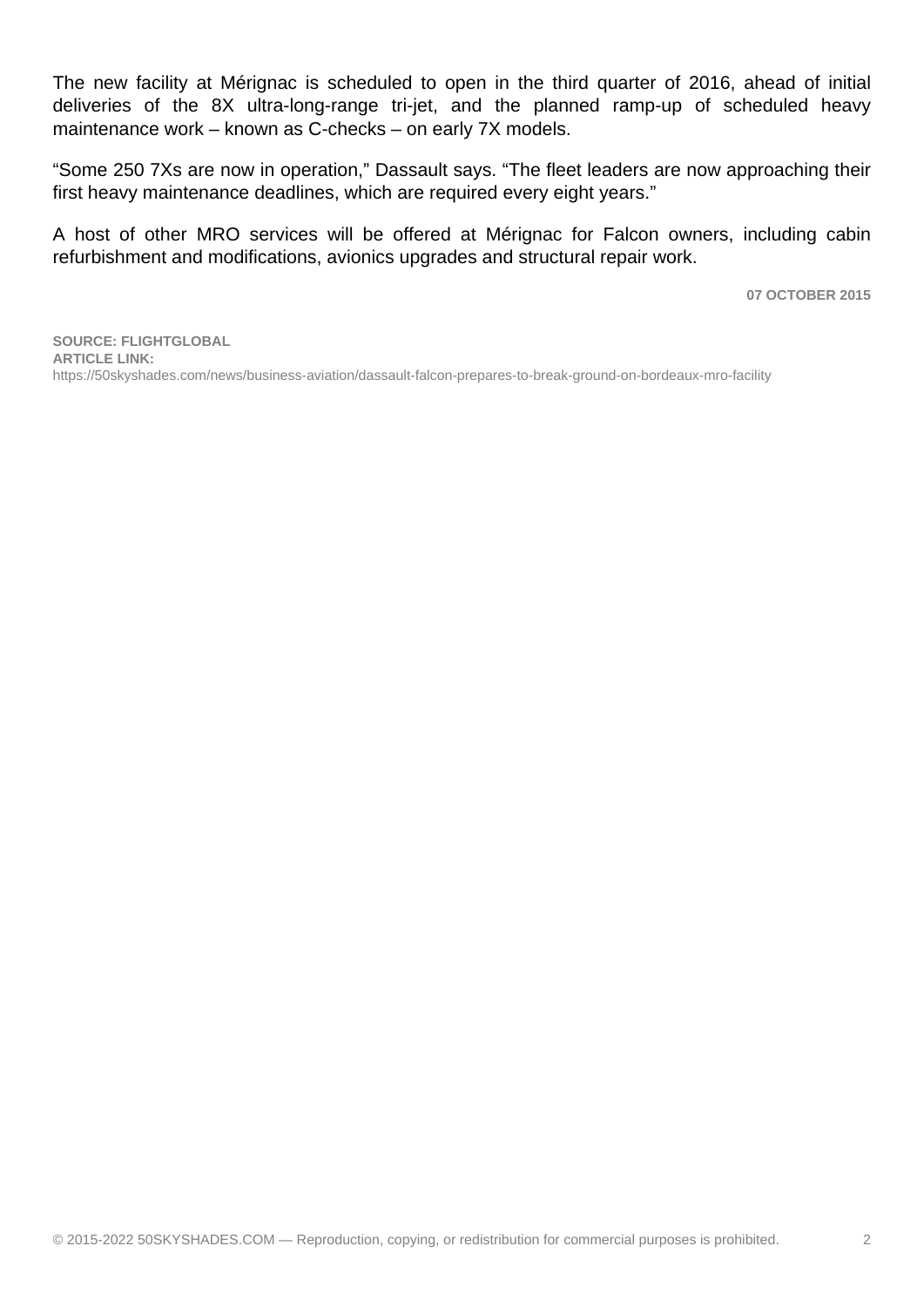The new facility at Mérignac is scheduled to open in the third quarter of 2016, ahead of initial deliveries of the 8X ultra-long-range tri-jet, and the planned ramp-up of scheduled heavy maintenance work – known as C-checks – on early 7X models.

“Some 250 7Xs are now in operation,” Dassault says. “The fleet leaders are now approaching their first heavy maintenance deadlines, which are required every eight years.”

A host of other MRO services will be offered at Mérignac for Falcon owners, including cabin refurbishment and modifications, avionics upgrades and structural repair work.

**07 OCTOBER 2015**

**SOURCE: FLIGHTGLOBAL**
**ARTICLE LINK:**
https://50skyshades.com/news/business-aviation/dassault-falcon-prepares-to-break-ground-on-bordeaux-mro-facility